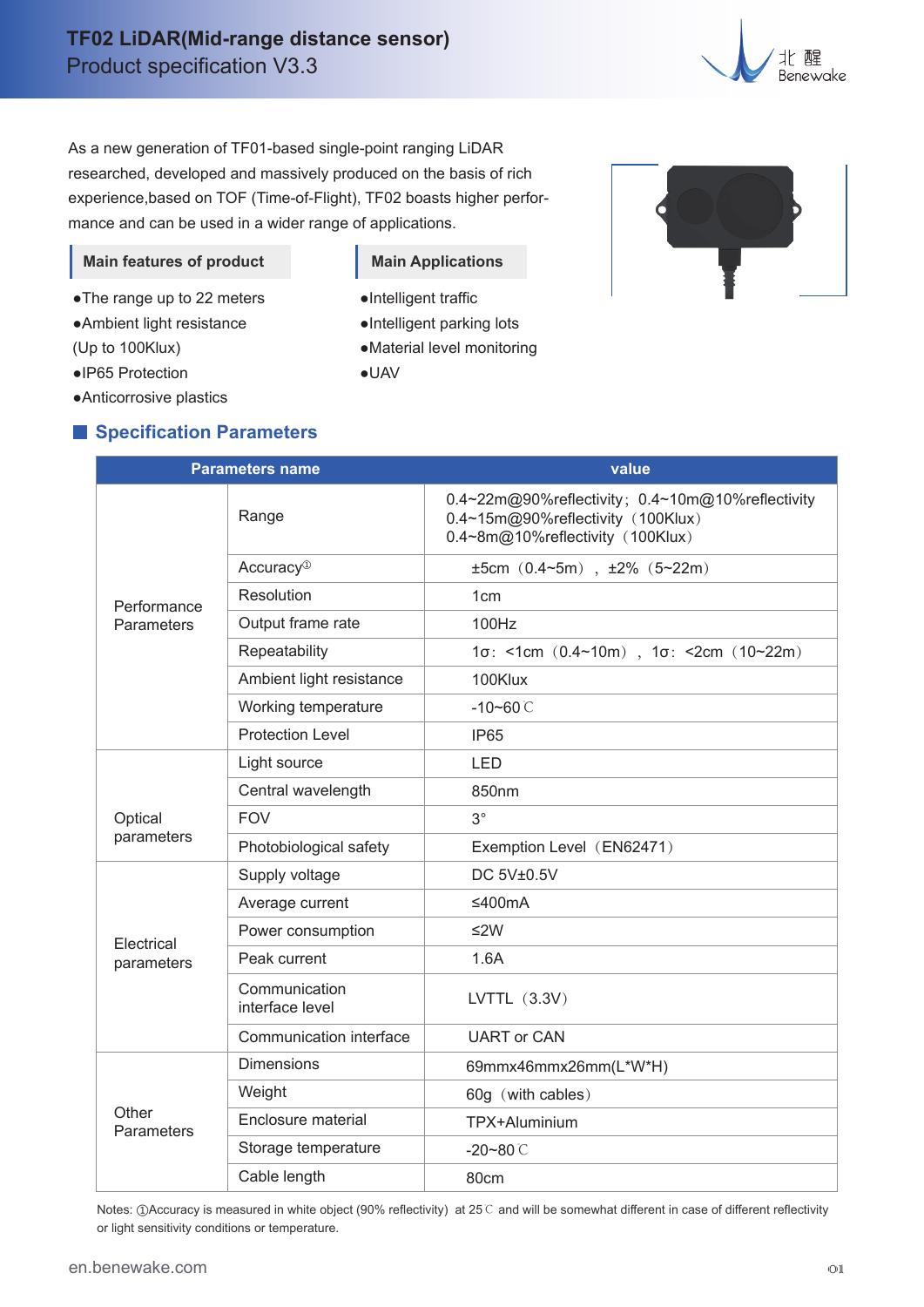# TF02 LiDAR(Mid-range distance sensor)

Product specification V3.3

As a new generation of TF01-based single-point ranging LiDAR researched, developed and massively produced on the basis of rich experience,based on TOF (Time-of-Flight), TF02 boasts higher performance and can be used in a wider range of applications.

## Main features of product

- The range up to 22 meters
- Ambient light resistance (Up to 100Klux)
- IP65 Protection
- Anticorrosive plastics

## Main Applications

- Intelligent traffic
- Intelligent parking lots
- Material level monitoring
- UAV

## Specification Parameters

| Parameters name | | value |
|---|---|---|
| Performance Parameters | Range | 0.4~22m@90%reflectivity；0.4~10m@10%reflectivity<br>0.4~15m@90%reflectivity（100Klux）<br>0.4~8m@10%reflectivity（100Klux） |
| | Accuracy① | ±5cm（0.4~5m），±2%（5~22m） |
| | Resolution | 1cm |
| | Output frame rate | 100Hz |
| | Repeatability | 1σ：<1cm（0.4~10m），1σ：<2cm（10~22m） |
| | Ambient light resistance | 100Klux |
| | Working temperature | -10~60℃ |
| | Protection Level | IP65 |
| Optical parameters | Light source | LED |
| | Central wavelength | 850nm |
| | FOV | 3° |
| | Photobiological safety | Exemption Level（EN62471） |
| Electrical parameters | Supply voltage | DC 5V±0.5V |
| | Average current | ≤400mA |
| | Power consumption | ≤2W |
| | Peak current | 1.6A |
| | Communication interface level | LVTTL（3.3V） |
| | Communication interface | UART or CAN |
| Other Parameters | Dimensions | 69mmx46mmx26mm(L*W*H) |
| | Weight | 60g（with cables） |
| | Enclosure material | TPX+Aluminium |
| | Storage temperature | -20~80℃ |
| | Cable length | 80cm |

Notes: ①Accuracy is measured in white object (90% reflectivity) at 25℃ and will be somewhat different in case of different reflectivity or light sensitivity conditions or temperature.

en.benewake.com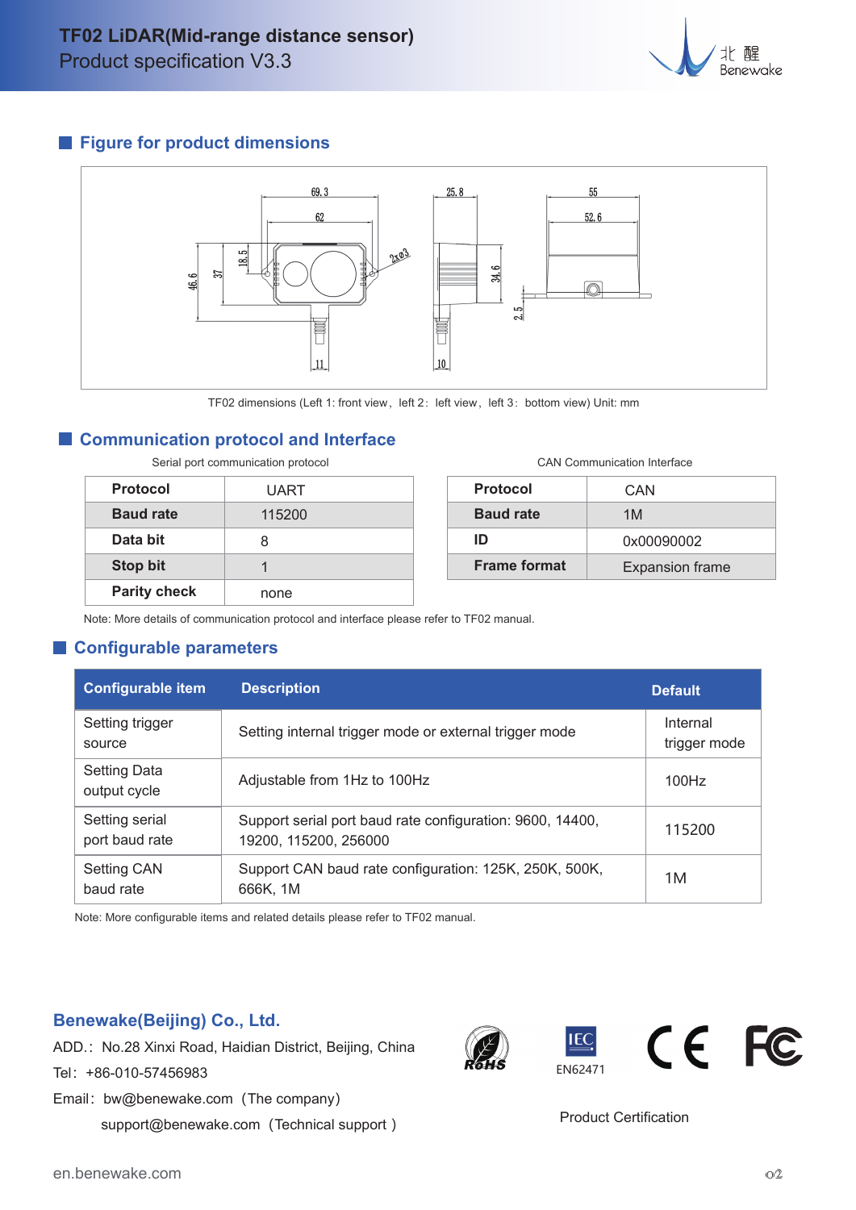TF02 LiDAR(Mid-range distance sensor)
Product specification V3.3

## Figure for product dimensions

69.3
62
25.8
55
52.6
18.5
2xø3
46.6
37
34.6
2.5
11
10

TF02 dimensions (Left 1: front view，left 2：left view，left 3：bottom view) Unit: mm

## Communication protocol and Interface

Serial port communication protocol

| | |
|---|---|
| **Protocol** | UART |
| **Baud rate** | 115200 |
| **Data bit** | 8 |
| **Stop bit** | 1 |
| **Parity check** | none |

CAN Communication Interface

| | |
|---|---|
| **Protocol** | CAN |
| **Baud rate** | 1M |
| **ID** | 0x00090002 |
| **Frame format** | Expansion frame |

Note: More details of communication protocol and interface please refer to TF02 manual.

## Configurable parameters

| Configurable item | Description | Default |
|---|---|---|
| Setting trigger source | Setting internal trigger mode or external trigger mode | Internal trigger mode |
| Setting Data output cycle | Adjustable from 1Hz to 100Hz | 100Hz |
| Setting serial port baud rate | Support serial port baud rate configuration: 9600, 14400, 19200, 115200, 256000 | 115200 |
| Setting CAN baud rate | Support CAN baud rate configuration: 125K, 250K, 500K, 666K, 1M | 1M |

Note: More configurable items and related details please refer to TF02 manual.

### Benewake(Beijing) Co., Ltd.

ADD.: No.28 Xinxi Road, Haidian District, Beijing, China
Tel: +86-010-57456983
Email: bw@benewake.com（The company）
support@benewake.com（Technical support）

RoHS  IEC EN62471  CE  FC

Product Certification

en.benewake.com